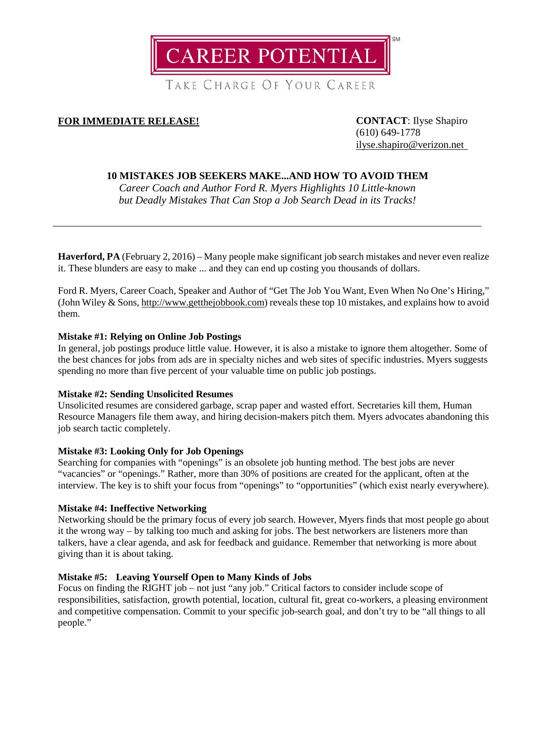CAREER POTENTIAL[SM]

TAKE CHARGE OF YOUR CAREER

**FOR IMMEDIATE RELEASE!**

**CONTACT**: Ilyse Shapiro
(610) 649-1778
ilyse.shapiro@verizon.net

**10 MISTAKES JOB SEEKERS MAKE...AND HOW TO AVOID THEM**

*Career Coach and Author Ford R. Myers Highlights 10 Little-known but Deadly Mistakes That Can Stop a Job Search Dead in its Tracks!*

---

**Haverford, PA** (February 2, 2016) – Many people make significant job search mistakes and never even realize it. These blunders are easy to make ... and they can end up costing you thousands of dollars.

Ford R. Myers, Career Coach, Speaker and Author of "Get The Job You Want, Even When No One's Hiring," (John Wiley & Sons, http://www.getthejobbook.com) reveals these top 10 mistakes, and explains how to avoid them.

**Mistake #1: Relying on Online Job Postings**

In general, job postings produce little value. However, it is also a mistake to ignore them altogether. Some of the best chances for jobs from ads are in specialty niches and web sites of specific industries. Myers suggests spending no more than five percent of your valuable time on public job postings.

**Mistake #2: Sending Unsolicited Resumes**

Unsolicited resumes are considered garbage, scrap paper and wasted effort. Secretaries kill them, Human Resource Managers file them away, and hiring decision-makers pitch them. Myers advocates abandoning this job search tactic completely.

**Mistake #3: Looking Only for Job Openings**

Searching for companies with "openings" is an obsolete job hunting method. The best jobs are never "vacancies" or "openings." Rather, more than 30% of positions are created for the applicant, often at the interview. The key is to shift your focus from "openings" to "opportunities" (which exist nearly everywhere).

**Mistake #4: Ineffective Networking**

Networking should be the primary focus of every job search. However, Myers finds that most people go about it the wrong way – by talking too much and asking for jobs. The best networkers are listeners more than talkers, have a clear agenda, and ask for feedback and guidance. Remember that networking is more about giving than it is about taking.

**Mistake #5: Leaving Yourself Open to Many Kinds of Jobs**

Focus on finding the RIGHT job – not just "any job." Critical factors to consider include scope of responsibilities, satisfaction, growth potential, location, cultural fit, great co-workers, a pleasing environment and competitive compensation. Commit to your specific job-search goal, and don't try to be "all things to all people."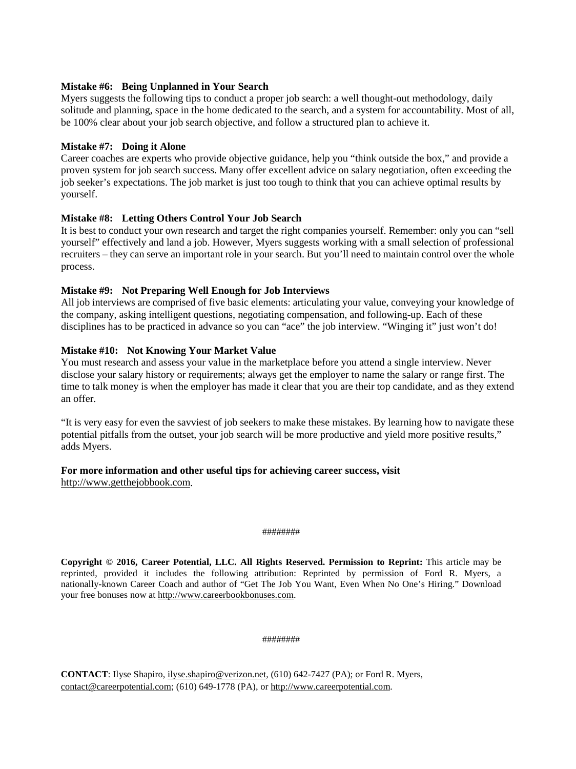**Mistake #6: Being Unplanned in Your Search**
Myers suggests the following tips to conduct a proper job search: a well thought-out methodology, daily solitude and planning, space in the home dedicated to the search, and a system for accountability. Most of all, be 100% clear about your job search objective, and follow a structured plan to achieve it.

**Mistake #7: Doing it Alone**
Career coaches are experts who provide objective guidance, help you "think outside the box," and provide a proven system for job search success. Many offer excellent advice on salary negotiation, often exceeding the job seeker's expectations. The job market is just too tough to think that you can achieve optimal results by yourself.

**Mistake #8: Letting Others Control Your Job Search**
It is best to conduct your own research and target the right companies yourself. Remember: only you can "sell yourself" effectively and land a job. However, Myers suggests working with a small selection of professional recruiters – they can serve an important role in your search. But you'll need to maintain control over the whole process.

**Mistake #9: Not Preparing Well Enough for Job Interviews**
All job interviews are comprised of five basic elements: articulating your value, conveying your knowledge of the company, asking intelligent questions, negotiating compensation, and following-up. Each of these disciplines has to be practiced in advance so you can "ace" the job interview. "Winging it" just won't do!

**Mistake #10: Not Knowing Your Market Value**
You must research and assess your value in the marketplace before you attend a single interview. Never disclose your salary history or requirements; always get the employer to name the salary or range first. The time to talk money is when the employer has made it clear that you are their top candidate, and as they extend an offer.

"It is very easy for even the savviest of job seekers to make these mistakes. By learning how to navigate these potential pitfalls from the outset, your job search will be more productive and yield more positive results," adds Myers.

**For more information and other useful tips for achieving career success, visit**
http://www.getthejobbook.com.

########

**Copyright © 2016, Career Potential, LLC. All Rights Reserved. Permission to Reprint:** This article may be reprinted, provided it includes the following attribution: Reprinted by permission of Ford R. Myers, a nationally-known Career Coach and author of "Get The Job You Want, Even When No One's Hiring." Download your free bonuses now at http://www.careerbookbonuses.com.

########

**CONTACT**: Ilyse Shapiro, ilyse.shapiro@verizon.net, (610) 642-7427 (PA); or Ford R. Myers, contact@careerpotential.com; (610) 649-1778 (PA), or http://www.careerpotential.com.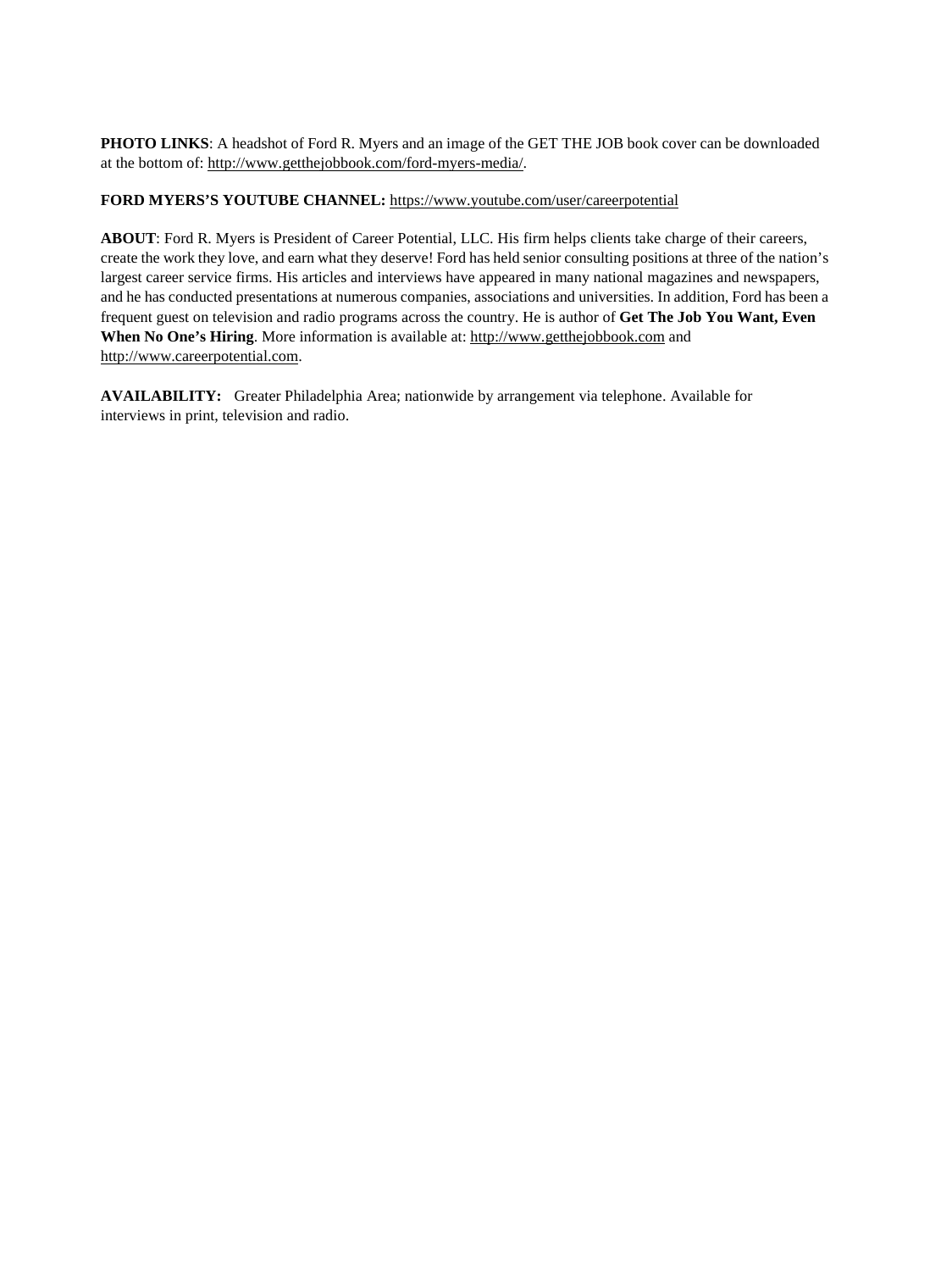**PHOTO LINKS**: A headshot of Ford R. Myers and an image of the GET THE JOB book cover can be downloaded at the bottom of: http://www.getthejobbook.com/ford-myers-media/.

**FORD MYERS'S YOUTUBE CHANNEL:** https://www.youtube.com/user/careerpotential

**ABOUT**: Ford R. Myers is President of Career Potential, LLC. His firm helps clients take charge of their careers, create the work they love, and earn what they deserve! Ford has held senior consulting positions at three of the nation's largest career service firms. His articles and interviews have appeared in many national magazines and newspapers, and he has conducted presentations at numerous companies, associations and universities. In addition, Ford has been a frequent guest on television and radio programs across the country. He is author of **Get The Job You Want, Even When No One's Hiring**. More information is available at: http://www.getthejobbook.com and http://www.careerpotential.com.

**AVAILABILITY:** Greater Philadelphia Area; nationwide by arrangement via telephone. Available for interviews in print, television and radio.